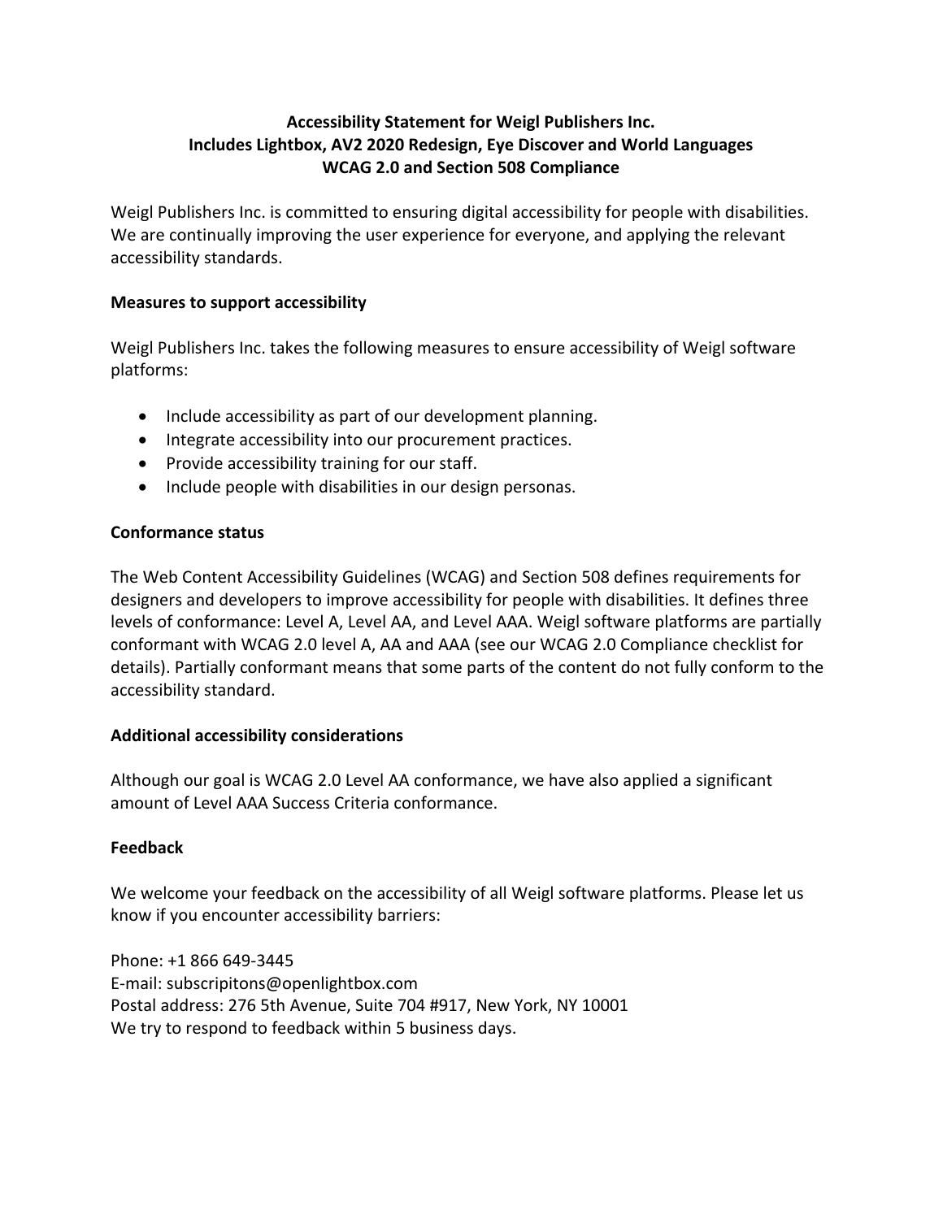# Accessibility Statement for Weigl Publishers Inc.
# Includes Lightbox, AV2 2020 Redesign, Eye Discover and World Languages
# WCAG 2.0 and Section 508 Compliance

Weigl Publishers Inc. is committed to ensuring digital accessibility for people with disabilities. We are continually improving the user experience for everyone, and applying the relevant accessibility standards.

## Measures to support accessibility

Weigl Publishers Inc. takes the following measures to ensure accessibility of Weigl software platforms:

- Include accessibility as part of our development planning.
- Integrate accessibility into our procurement practices.
- Provide accessibility training for our staff.
- Include people with disabilities in our design personas.

## Conformance status

The Web Content Accessibility Guidelines (WCAG) and Section 508 defines requirements for designers and developers to improve accessibility for people with disabilities. It defines three levels of conformance: Level A, Level AA, and Level AAA. Weigl software platforms are partially conformant with WCAG 2.0 level A, AA and AAA (see our WCAG 2.0 Compliance checklist for details). Partially conformant means that some parts of the content do not fully conform to the accessibility standard.

## Additional accessibility considerations

Although our goal is WCAG 2.0 Level AA conformance, we have also applied a significant amount of Level AAA Success Criteria conformance.

## Feedback

We welcome your feedback on the accessibility of all Weigl software platforms. Please let us know if you encounter accessibility barriers:

Phone: +1 866 649-3445  
E-mail: subscripitons@openlightbox.com  
Postal address: 276 5th Avenue, Suite 704 #917, New York, NY 10001  
We try to respond to feedback within 5 business days.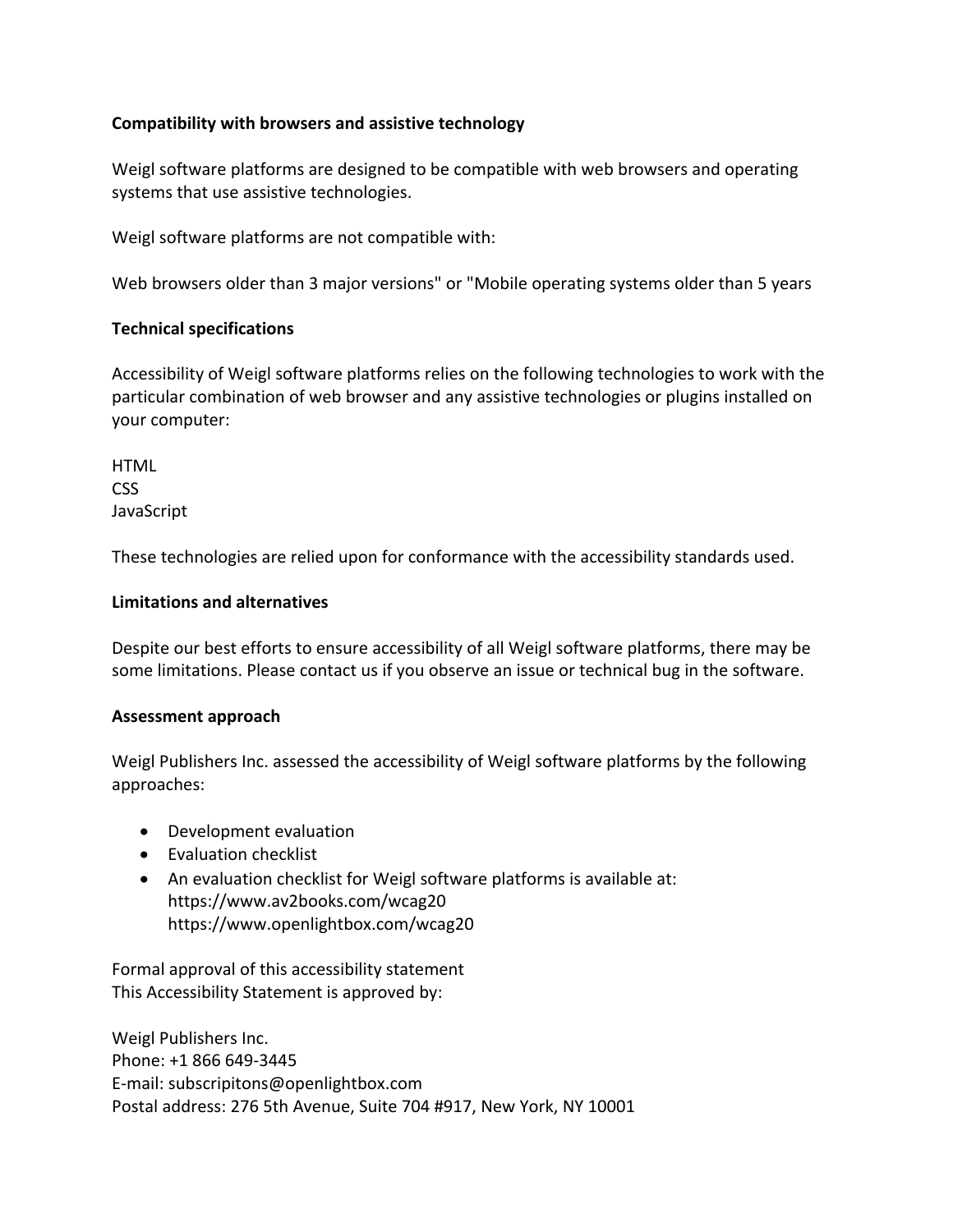**Compatibility with browsers and assistive technology**

Weigl software platforms are designed to be compatible with web browsers and operating systems that use assistive technologies.

Weigl software platforms are not compatible with:

Web browsers older than 3 major versions" or "Mobile operating systems older than 5 years

**Technical specifications**

Accessibility of Weigl software platforms relies on the following technologies to work with the particular combination of web browser and any assistive technologies or plugins installed on your computer:

HTML
CSS
JavaScript

These technologies are relied upon for conformance with the accessibility standards used.

**Limitations and alternatives**

Despite our best efforts to ensure accessibility of all Weigl software platforms, there may be some limitations. Please contact us if you observe an issue or technical bug in the software.

**Assessment approach**

Weigl Publishers Inc. assessed the accessibility of Weigl software platforms by the following approaches:

- Development evaluation
- Evaluation checklist
- An evaluation checklist for Weigl software platforms is available at:
  https://www.av2books.com/wcag20
  https://www.openlightbox.com/wcag20

Formal approval of this accessibility statement
This Accessibility Statement is approved by:

Weigl Publishers Inc.
Phone: +1 866 649-3445
E-mail: subscripitons@openlightbox.com
Postal address: 276 5th Avenue, Suite 704 #917, New York, NY 10001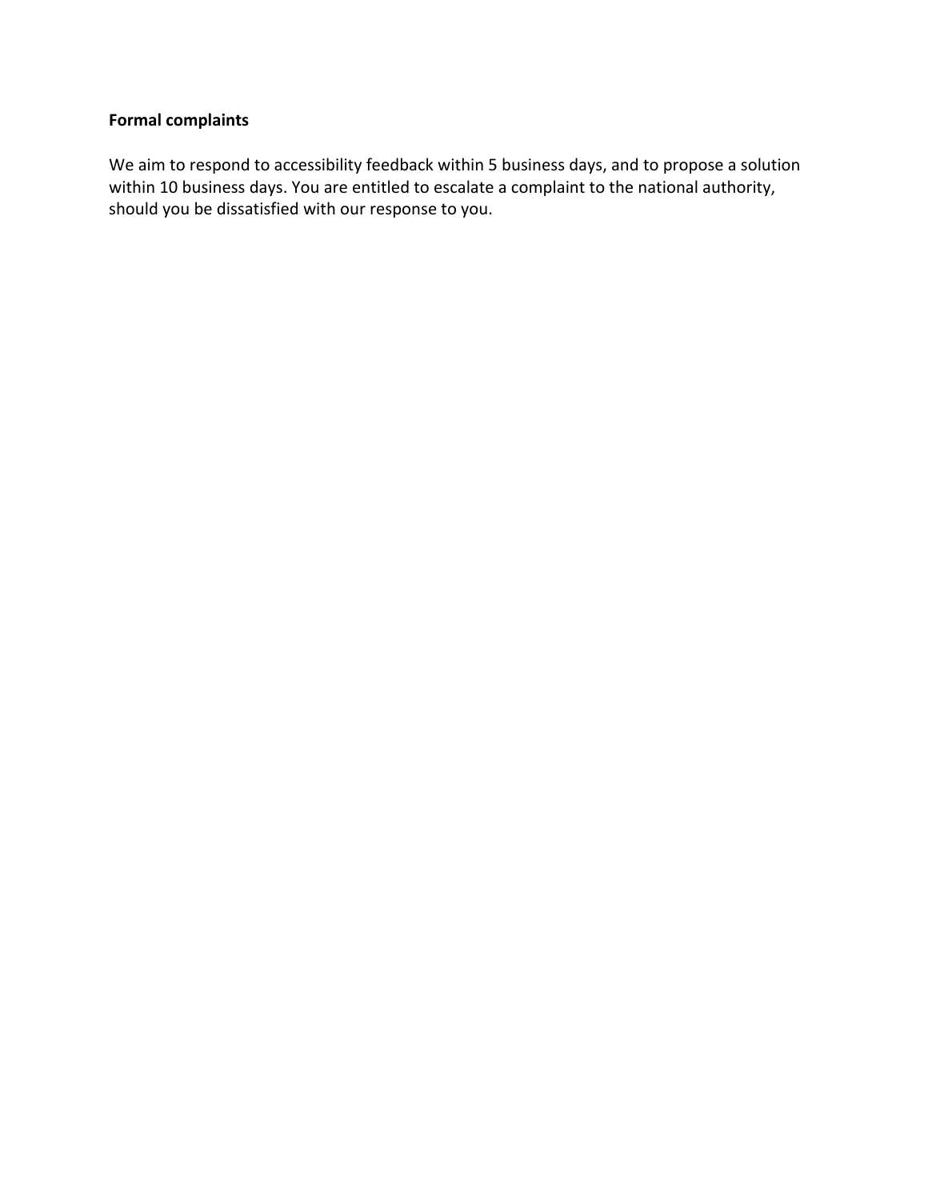**Formal complaints**

We aim to respond to accessibility feedback within 5 business days, and to propose a solution within 10 business days. You are entitled to escalate a complaint to the national authority, should you be dissatisfied with our response to you.